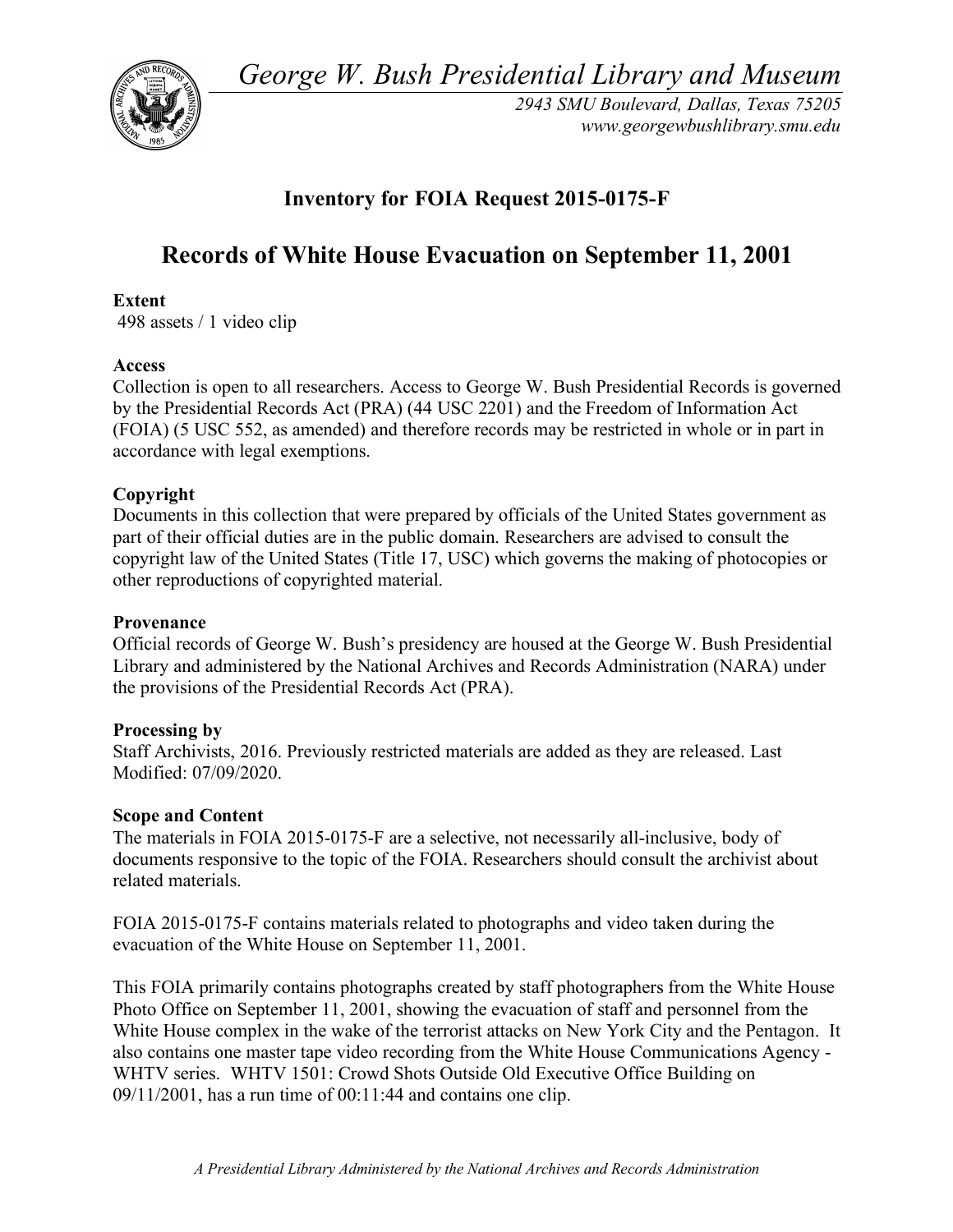*George W. Bush Presidential Library and Museum*

*2943 SMU Boulevard, Dallas, Texas 75205*
*www.georgewbushlibrary.smu.edu*

# Inventory for FOIA Request 2015-0175-F

## Records of White House Evacuation on September 11, 2001

**Extent**

498 assets / 1 video clip

**Access**

Collection is open to all researchers. Access to George W. Bush Presidential Records is governed by the Presidential Records Act (PRA) (44 USC 2201) and the Freedom of Information Act (FOIA) (5 USC 552, as amended) and therefore records may be restricted in whole or in part in accordance with legal exemptions.

**Copyright**

Documents in this collection that were prepared by officials of the United States government as part of their official duties are in the public domain. Researchers are advised to consult the copyright law of the United States (Title 17, USC) which governs the making of photocopies or other reproductions of copyrighted material.

**Provenance**

Official records of George W. Bush's presidency are housed at the George W. Bush Presidential Library and administered by the National Archives and Records Administration (NARA) under the provisions of the Presidential Records Act (PRA).

**Processing by**

Staff Archivists, 2016. Previously restricted materials are added as they are released. Last Modified: 07/09/2020.

**Scope and Content**

The materials in FOIA 2015-0175-F are a selective, not necessarily all-inclusive, body of documents responsive to the topic of the FOIA. Researchers should consult the archivist about related materials.

FOIA 2015-0175-F contains materials related to photographs and video taken during the evacuation of the White House on September 11, 2001.

This FOIA primarily contains photographs created by staff photographers from the White House Photo Office on September 11, 2001, showing the evacuation of staff and personnel from the White House complex in the wake of the terrorist attacks on New York City and the Pentagon. It also contains one master tape video recording from the White House Communications Agency - WHTV series. WHTV 1501: Crowd Shots Outside Old Executive Office Building on 09/11/2001, has a run time of 00:11:44 and contains one clip.

*A Presidential Library Administered by the National Archives and Records Administration*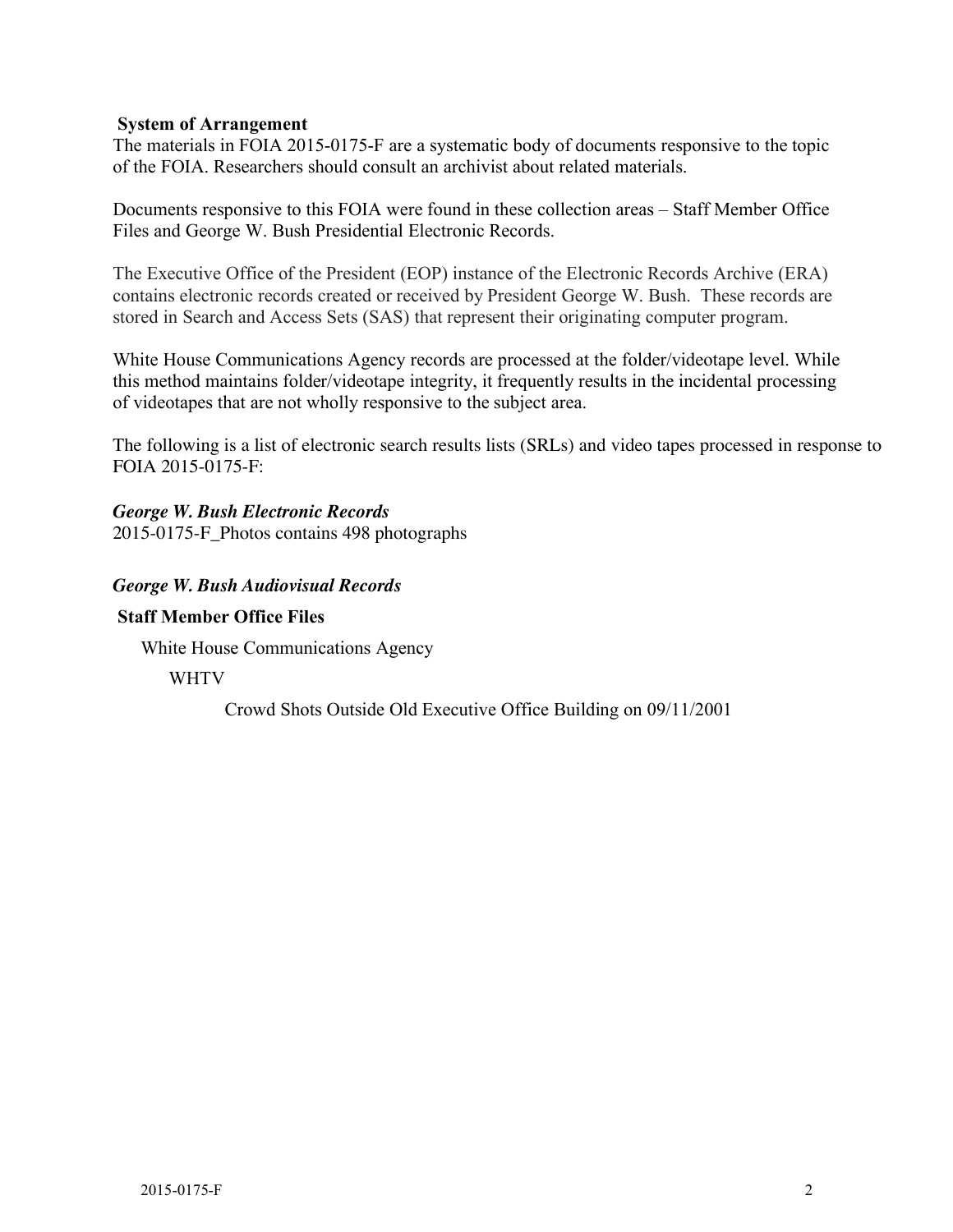**System of Arrangement**

The materials in FOIA 2015-0175-F are a systematic body of documents responsive to the topic of the FOIA. Researchers should consult an archivist about related materials.

Documents responsive to this FOIA were found in these collection areas – Staff Member Office Files and George W. Bush Presidential Electronic Records.

The Executive Office of the President (EOP) instance of the Electronic Records Archive (ERA) contains electronic records created or received by President George W. Bush. These records are stored in Search and Access Sets (SAS) that represent their originating computer program.

White House Communications Agency records are processed at the folder/videotape level. While this method maintains folder/videotape integrity, it frequently results in the incidental processing of videotapes that are not wholly responsive to the subject area.

The following is a list of electronic search results lists (SRLs) and video tapes processed in response to FOIA 2015-0175-F:

***George W. Bush Electronic Records***

2015-0175-F_Photos contains 498 photographs

***George W. Bush Audiovisual Records***

**Staff Member Office Files**

White House Communications Agency

WHTV

Crowd Shots Outside Old Executive Office Building on 09/11/2001